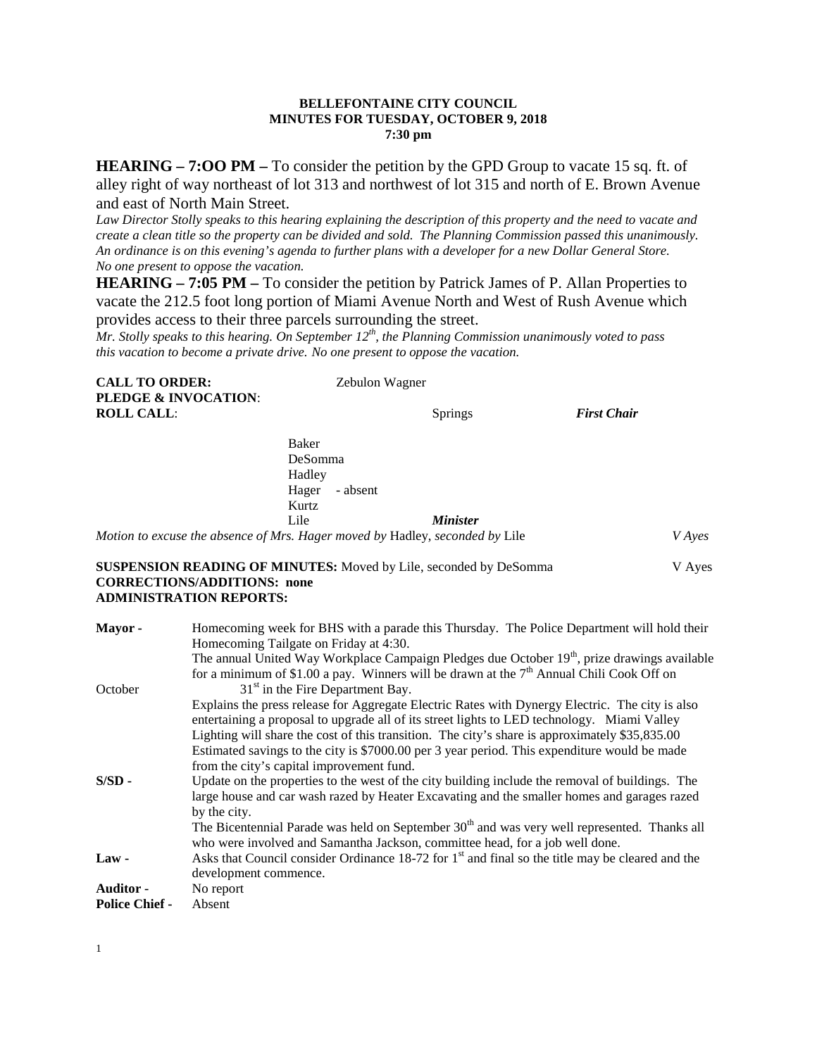**BELLEFONTAINE CITY COUNCIL**
**MINUTES FOR TUESDAY, OCTOBER 9, 2018**
**7:30 pm**

**HEARING – 7:OO PM –** To consider the petition by the GPD Group to vacate 15 sq. ft. of alley right of way northeast of lot 313 and northwest of lot 315 and north of E. Brown Avenue and east of North Main Street.

*Law Director Stolly speaks to this hearing explaining the description of this property and the need to vacate and create a clean title so the property can be divided and sold. The Planning Commission passed this unanimously. An ordinance is on this evening's agenda to further plans with a developer for a new Dollar General Store. No one present to oppose the vacation.*

**HEARING – 7:05 PM –** To consider the petition by Patrick James of P. Allan Properties to vacate the 212.5 foot long portion of Miami Avenue North and West of Rush Avenue which provides access to their three parcels surrounding the street.

*Mr. Stolly speaks to this hearing. On September 12th, the Planning Commission unanimously voted to pass this vacation to become a private drive. No one present to oppose the vacation.*

**CALL TO ORDER:** Zebulon Wagner
**PLEDGE & INVOCATION**:
**ROLL CALL**: Springs ***First Chair***

Baker
DeSomma
Hadley
Hager - absent
Kurtz
Lile ***Minister***

*Motion to excuse the absence of Mrs. Hager moved by* Hadley, *seconded by* Lile *V Ayes*

**SUSPENSION READING OF MINUTES:** Moved by Lile, seconded by DeSomma V Ayes
**CORRECTIONS/ADDITIONS: none**
**ADMINISTRATION REPORTS:**

**Mayor -** Homecoming week for BHS with a parade this Thursday. The Police Department will hold their Homecoming Tailgate on Friday at 4:30.
The annual United Way Workplace Campaign Pledges due October 19th, prize drawings available for a minimum of $1.00 a pay. Winners will be drawn at the 7th Annual Chili Cook Off on October 31st in the Fire Department Bay.
Explains the press release for Aggregate Electric Rates with Dynergy Electric. The city is also entertaining a proposal to upgrade all of its street lights to LED technology. Miami Valley Lighting will share the cost of this transition. The city's share is approximately $35,835.00 Estimated savings to the city is $7000.00 per 3 year period. This expenditure would be made from the city's capital improvement fund.

**S/SD -** Update on the properties to the west of the city building include the removal of buildings. The large house and car wash razed by Heater Excavating and the smaller homes and garages razed by the city.
The Bicentennial Parade was held on September 30th and was very well represented. Thanks all who were involved and Samantha Jackson, committee head, for a job well done.

**Law -** Asks that Council consider Ordinance 18-72 for 1st and final so the title may be cleared and the development commence.

**Auditor -** No report

**Police Chief -** Absent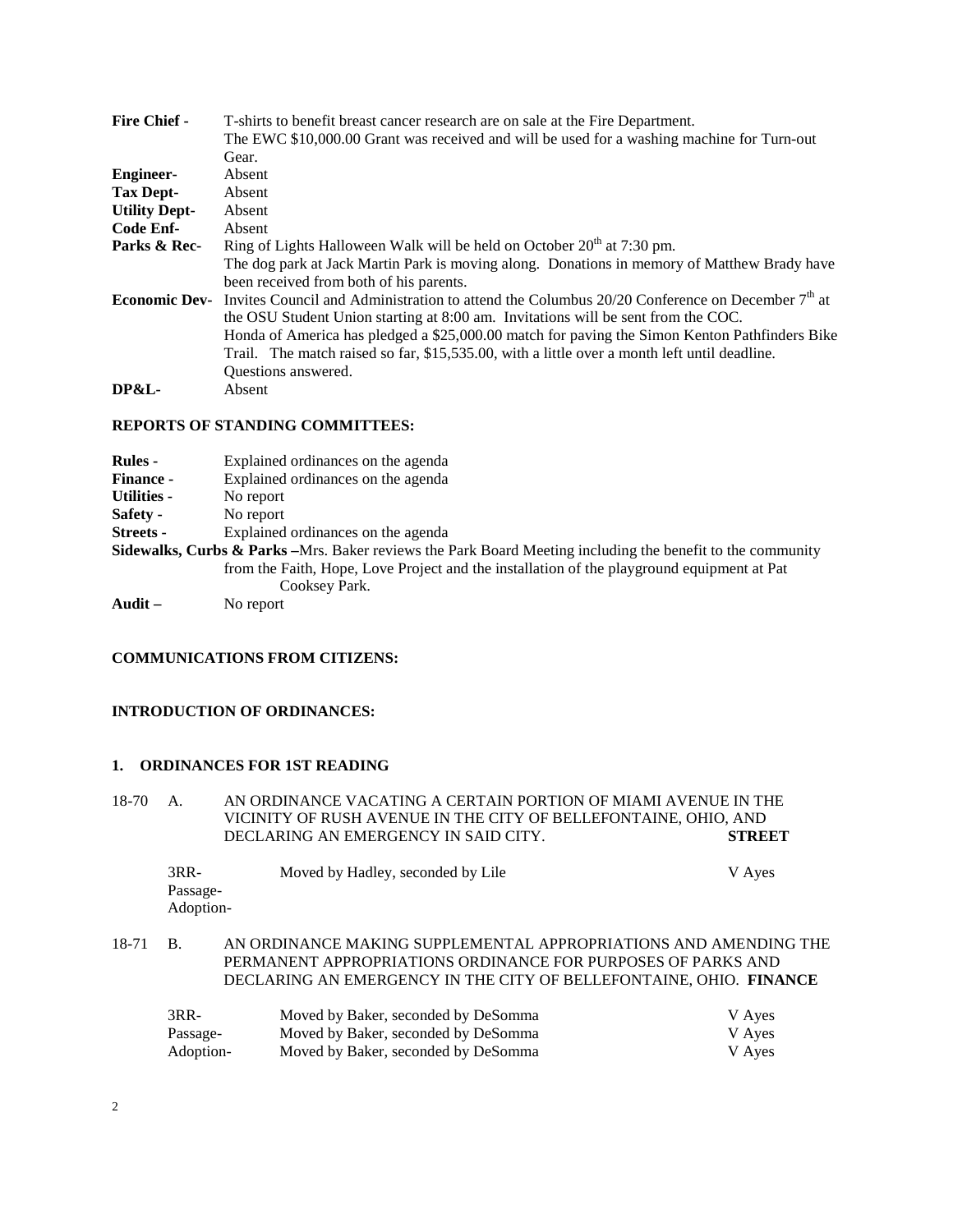**Fire Chief -** T-shirts to benefit breast cancer research are on sale at the Fire Department.
The EWC $10,000.00 Grant was received and will be used for a washing machine for Turn-out Gear.

**Engineer-** Absent

**Tax Dept-** Absent

**Utility Dept-** Absent

**Code Enf-** Absent

**Parks & Rec-** Ring of Lights Halloween Walk will be held on October 20th at 7:30 pm.
The dog park at Jack Martin Park is moving along. Donations in memory of Matthew Brady have been received from both of his parents.

**Economic Dev-** Invites Council and Administration to attend the Columbus 20/20 Conference on December 7th at the OSU Student Union starting at 8:00 am. Invitations will be sent from the COC.
Honda of America has pledged a $25,000.00 match for paving the Simon Kenton Pathfinders Bike Trail. The match raised so far, $15,535.00, with a little over a month left until deadline.
Questions answered.

**DP&L-** Absent

## REPORTS OF STANDING COMMITTEES:

**Rules -** Explained ordinances on the agenda

**Finance -** Explained ordinances on the agenda

**Utilities -** No report

**Safety -** No report

**Streets -** Explained ordinances on the agenda

**Sidewalks, Curbs & Parks –** Mrs. Baker reviews the Park Board Meeting including the benefit to the community from the Faith, Hope, Love Project and the installation of the playground equipment at Pat Cooksey Park.

**Audit –** No report

## COMMUNICATIONS FROM CITIZENS:

## INTRODUCTION OF ORDINANCES:

### 1. ORDINANCES FOR 1ST READING

18-70 A. AN ORDINANCE VACATING A CERTAIN PORTION OF MIAMI AVENUE IN THE VICINITY OF RUSH AVENUE IN THE CITY OF BELLEFONTAINE, OHIO, AND DECLARING AN EMERGENCY IN SAID CITY. **STREET**

| | | |
|---|---|---|
| 3RR- | Moved by Hadley, seconded by Lile | V Ayes |
| Passage- | | |
| Adoption- | | |

18-71 B. AN ORDINANCE MAKING SUPPLEMENTAL APPROPRIATIONS AND AMENDING THE PERMANENT APPROPRIATIONS ORDINANCE FOR PURPOSES OF PARKS AND DECLARING AN EMERGENCY IN THE CITY OF BELLEFONTAINE, OHIO. **FINANCE**

| | | |
|---|---|---|
| 3RR- | Moved by Baker, seconded by DeSomma | V Ayes |
| Passage- | Moved by Baker, seconded by DeSomma | V Ayes |
| Adoption- | Moved by Baker, seconded by DeSomma | V Ayes |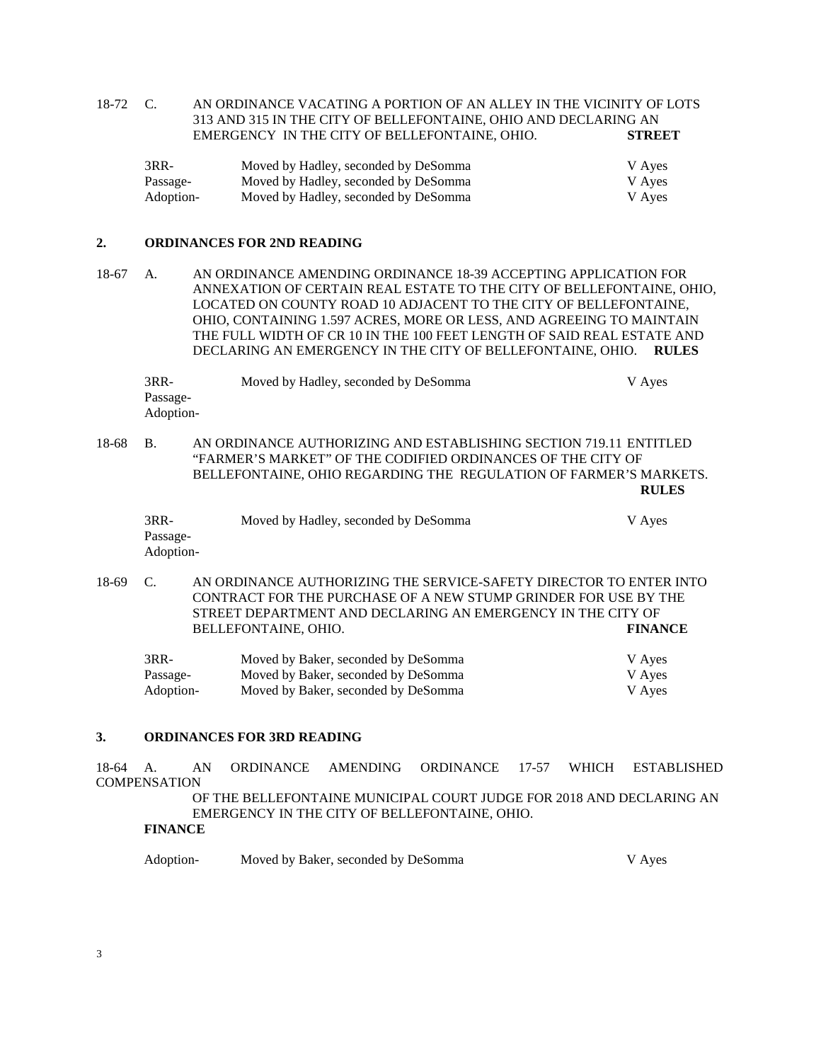18-72 C. AN ORDINANCE VACATING A PORTION OF AN ALLEY IN THE VICINITY OF LOTS 313 AND 315 IN THE CITY OF BELLEFONTAINE, OHIO AND DECLARING AN EMERGENCY IN THE CITY OF BELLEFONTAINE, OHIO. **STREET**

| | | |
|---|---|---|
| 3RR- | Moved by Hadley, seconded by DeSomma | V Ayes |
| Passage- | Moved by Hadley, seconded by DeSomma | V Ayes |
| Adoption- | Moved by Hadley, seconded by DeSomma | V Ayes |

## 2. ORDINANCES FOR 2ND READING

18-67 A. AN ORDINANCE AMENDING ORDINANCE 18-39 ACCEPTING APPLICATION FOR ANNEXATION OF CERTAIN REAL ESTATE TO THE CITY OF BELLEFONTAINE, OHIO, LOCATED ON COUNTY ROAD 10 ADJACENT TO THE CITY OF BELLEFONTAINE, OHIO, CONTAINING 1.597 ACRES, MORE OR LESS, AND AGREEING TO MAINTAIN THE FULL WIDTH OF CR 10 IN THE 100 FEET LENGTH OF SAID REAL ESTATE AND DECLARING AN EMERGENCY IN THE CITY OF BELLEFONTAINE, OHIO. **RULES**

| | | |
|---|---|---|
| 3RR- | Moved by Hadley, seconded by DeSomma | V Ayes |
| Passage- | | |
| Adoption- | | |

18-68 B. AN ORDINANCE AUTHORIZING AND ESTABLISHING SECTION 719.11 ENTITLED "FARMER'S MARKET" OF THE CODIFIED ORDINANCES OF THE CITY OF BELLEFONTAINE, OHIO REGARDING THE REGULATION OF FARMER'S MARKETS. **RULES**

| | | |
|---|---|---|
| 3RR- | Moved by Hadley, seconded by DeSomma | V Ayes |
| Passage- | | |
| Adoption- | | |

18-69 C. AN ORDINANCE AUTHORIZING THE SERVICE-SAFETY DIRECTOR TO ENTER INTO CONTRACT FOR THE PURCHASE OF A NEW STUMP GRINDER FOR USE BY THE STREET DEPARTMENT AND DECLARING AN EMERGENCY IN THE CITY OF BELLEFONTAINE, OHIO. **FINANCE**

| | | |
|---|---|---|
| 3RR- | Moved by Baker, seconded by DeSomma | V Ayes |
| Passage- | Moved by Baker, seconded by DeSomma | V Ayes |
| Adoption- | Moved by Baker, seconded by DeSomma | V Ayes |

## 3. ORDINANCES FOR 3RD READING

18-64 A. AN ORDINANCE AMENDING ORDINANCE 17-57 WHICH ESTABLISHED COMPENSATION OF THE BELLEFONTAINE MUNICIPAL COURT JUDGE FOR 2018 AND DECLARING AN EMERGENCY IN THE CITY OF BELLEFONTAINE, OHIO. **FINANCE**

| | | |
|---|---|---|
| Adoption- | Moved by Baker, seconded by DeSomma | V Ayes |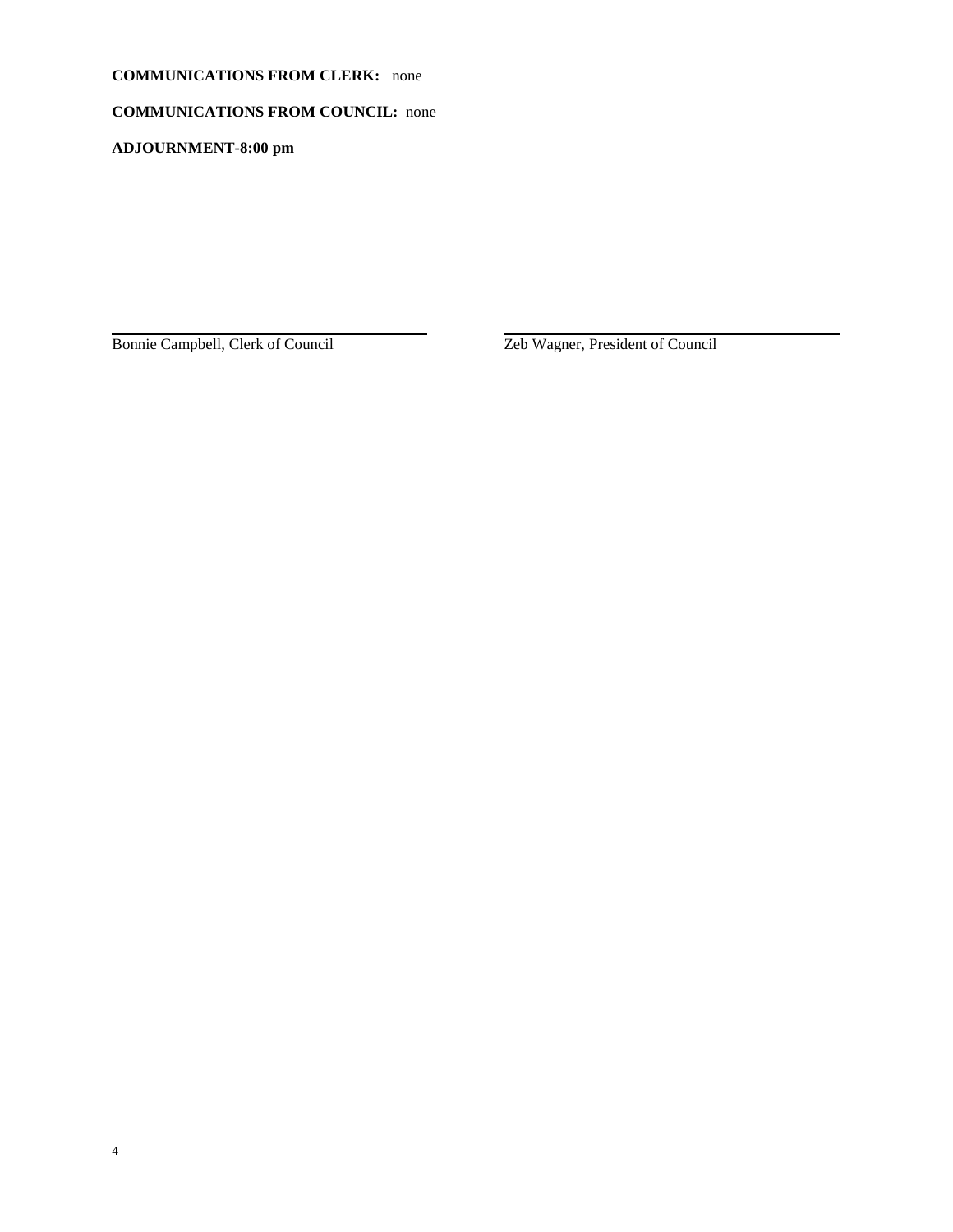**COMMUNICATIONS FROM CLERK:** none

**COMMUNICATIONS FROM COUNCIL:** none

**ADJOURNMENT-8:00 pm**

Bonnie Campbell, Clerk of Council

Zeb Wagner, President of Council